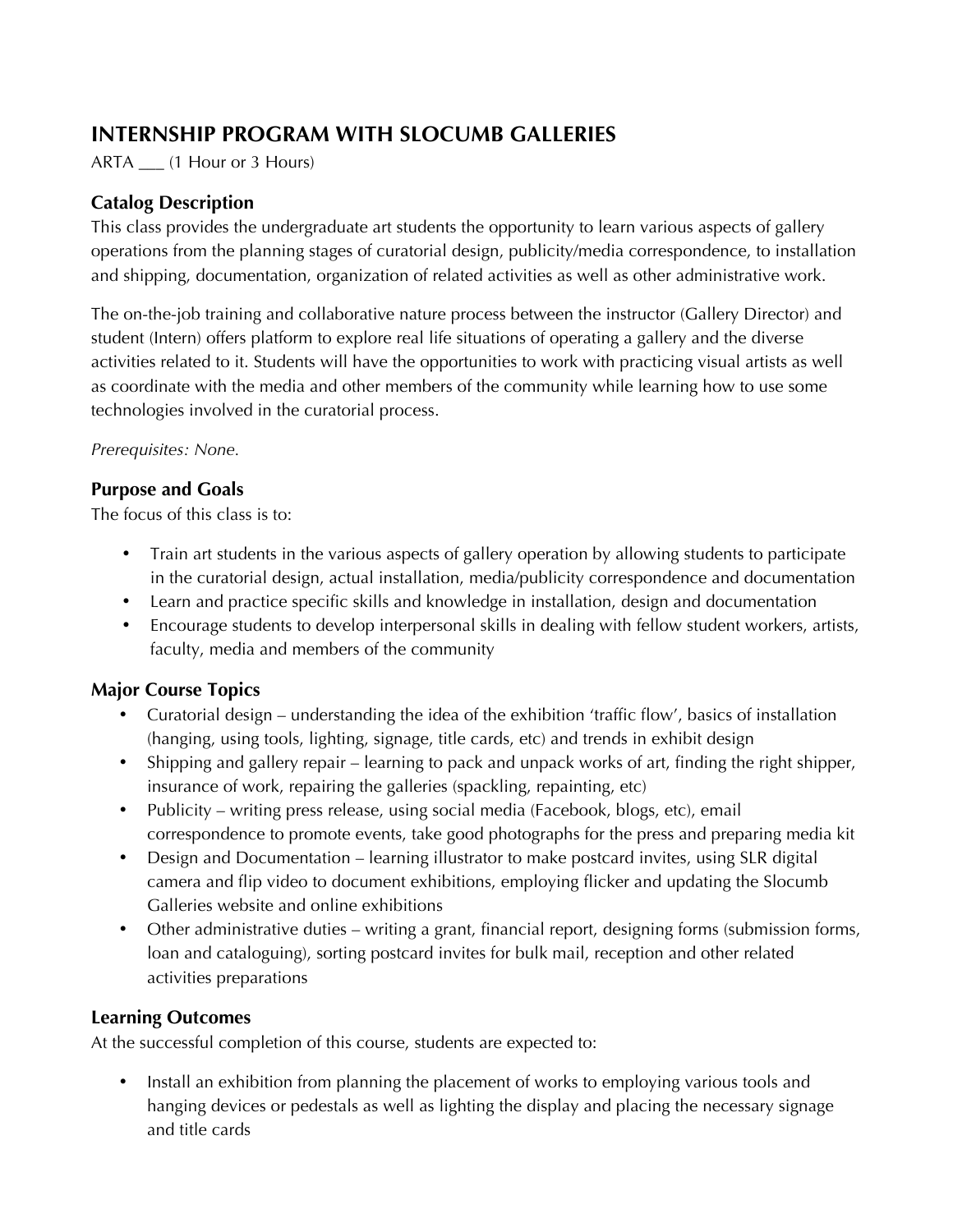## INTERNSHIP PROGRAM WITH SLOCUMB GALLERIES

ARTA ___ (1 Hour or 3 Hours)

### Catalog Description

This class provides the undergraduate art students the opportunity to learn various aspects of gallery operations from the planning stages of curatorial design, publicity/media correspondence, to installation and shipping, documentation, organization of related activities as well as other administrative work.

The on-the-job training and collaborative nature process between the instructor (Gallery Director) and student (Intern) offers platform to explore real life situations of operating a gallery and the diverse activities related to it. Students will have the opportunities to work with practicing visual artists as well as coordinate with the media and other members of the community while learning how to use some technologies involved in the curatorial process.

*Prerequisites: None.*

### Purpose and Goals

The focus of this class is to:

- Train art students in the various aspects of gallery operation by allowing students to participate in the curatorial design, actual installation, media/publicity correspondence and documentation
- Learn and practice specific skills and knowledge in installation, design and documentation
- Encourage students to develop interpersonal skills in dealing with fellow student workers, artists, faculty, media and members of the community

### Major Course Topics

- Curatorial design – understanding the idea of the exhibition 'traffic flow', basics of installation (hanging, using tools, lighting, signage, title cards, etc) and trends in exhibit design
- Shipping and gallery repair – learning to pack and unpack works of art, finding the right shipper, insurance of work, repairing the galleries (spackling, repainting, etc)
- Publicity – writing press release, using social media (Facebook, blogs, etc), email correspondence to promote events, take good photographs for the press and preparing media kit
- Design and Documentation – learning illustrator to make postcard invites, using SLR digital camera and flip video to document exhibitions, employing flicker and updating the Slocumb Galleries website and online exhibitions
- Other administrative duties – writing a grant, financial report, designing forms (submission forms, loan and cataloguing), sorting postcard invites for bulk mail, reception and other related activities preparations

### Learning Outcomes

At the successful completion of this course, students are expected to:

- Install an exhibition from planning the placement of works to employing various tools and hanging devices or pedestals as well as lighting the display and placing the necessary signage and title cards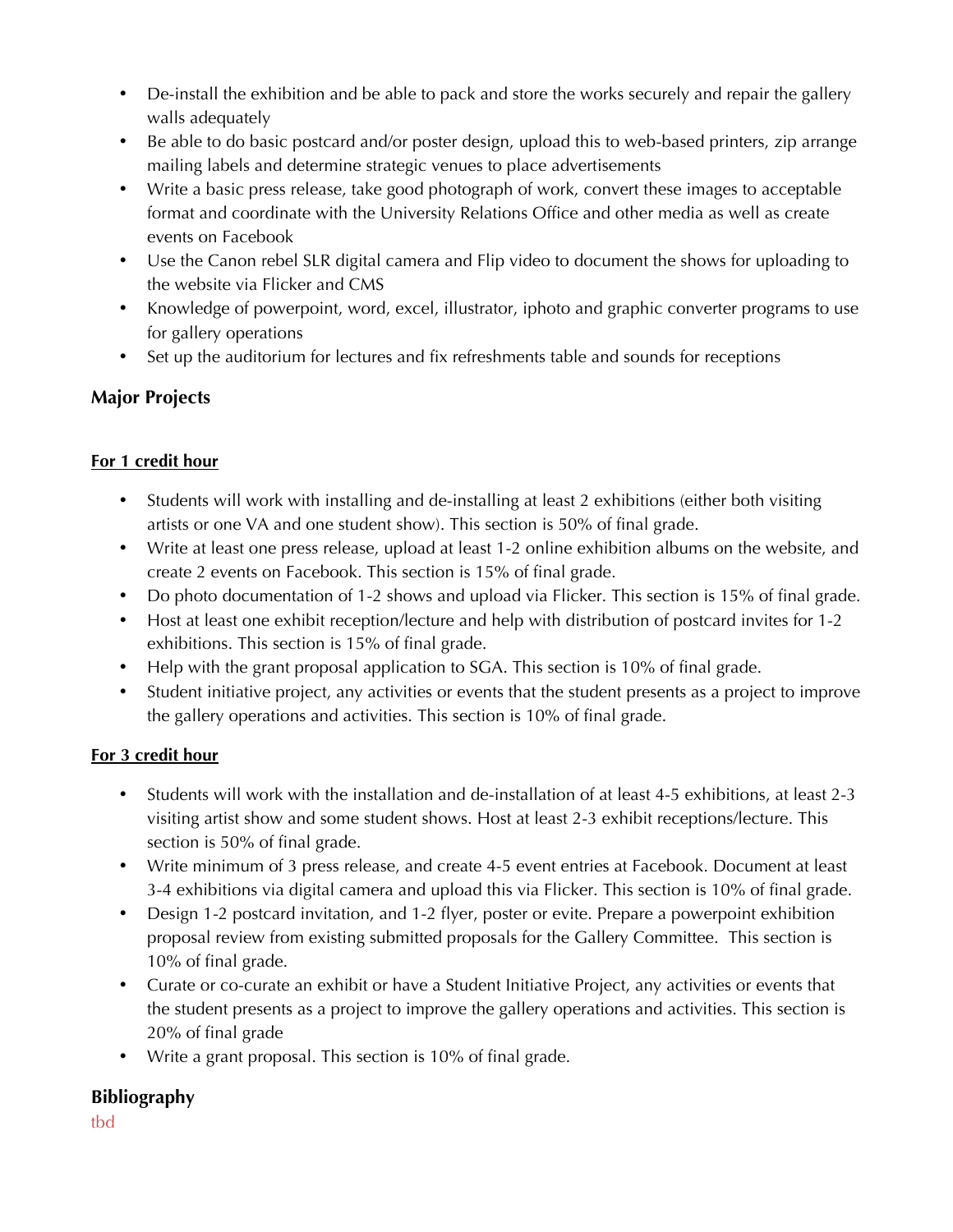- De-install the exhibition and be able to pack and store the works securely and repair the gallery walls adequately
- Be able to do basic postcard and/or poster design, upload this to web-based printers, zip arrange mailing labels and determine strategic venues to place advertisements
- Write a basic press release, take good photograph of work, convert these images to acceptable format and coordinate with the University Relations Office and other media as well as create events on Facebook
- Use the Canon rebel SLR digital camera and Flip video to document the shows for uploading to the website via Flicker and CMS
- Knowledge of powerpoint, word, excel, illustrator, iphoto and graphic converter programs to use for gallery operations
- Set up the auditorium for lectures and fix refreshments table and sounds for receptions

## Major Projects

**For 1 credit hour**

- Students will work with installing and de-installing at least 2 exhibitions (either both visiting artists or one VA and one student show). This section is 50% of final grade.
- Write at least one press release, upload at least 1-2 online exhibition albums on the website, and create 2 events on Facebook. This section is 15% of final grade.
- Do photo documentation of 1-2 shows and upload via Flicker. This section is 15% of final grade.
- Host at least one exhibit reception/lecture and help with distribution of postcard invites for 1-2 exhibitions. This section is 15% of final grade.
- Help with the grant proposal application to SGA. This section is 10% of final grade.
- Student initiative project, any activities or events that the student presents as a project to improve the gallery operations and activities. This section is 10% of final grade.

**For 3 credit hour**

- Students will work with the installation and de-installation of at least 4-5 exhibitions, at least 2-3 visiting artist show and some student shows. Host at least 2-3 exhibit receptions/lecture. This section is 50% of final grade.
- Write minimum of 3 press release, and create 4-5 event entries at Facebook. Document at least 3-4 exhibitions via digital camera and upload this via Flicker. This section is 10% of final grade.
- Design 1-2 postcard invitation, and 1-2 flyer, poster or evite. Prepare a powerpoint exhibition proposal review from existing submitted proposals for the Gallery Committee. This section is 10% of final grade.
- Curate or co-curate an exhibit or have a Student Initiative Project, any activities or events that the student presents as a project to improve the gallery operations and activities. This section is 20% of final grade
- Write a grant proposal. This section is 10% of final grade.

## Bibliography

tbd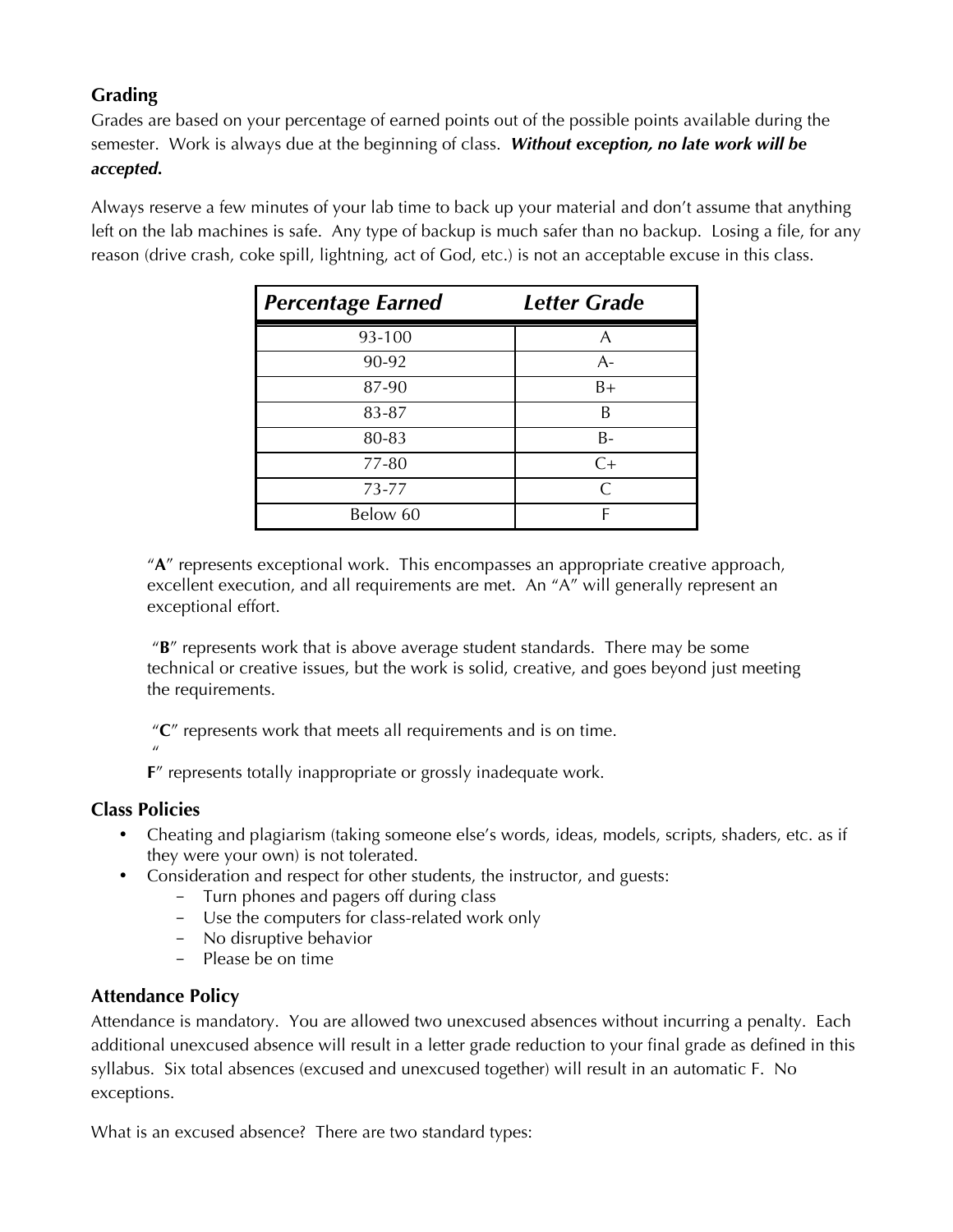## Grading

Grades are based on your percentage of earned points out of the possible points available during the semester. Work is always due at the beginning of class. ***Without exception, no late work will be accepted.***

Always reserve a few minutes of your lab time to back up your material and don't assume that anything left on the lab machines is safe. Any type of backup is much safer than no backup. Losing a file, for any reason (drive crash, coke spill, lightning, act of God, etc.) is not an acceptable excuse in this class.

| *Percentage Earned* | *Letter Grade* |
|---|---|
| 93-100 | A |
| 90-92 | A- |
| 87-90 | B+ |
| 83-87 | B |
| 80-83 | B- |
| 77-80 | C+ |
| 73-77 | C |
| Below 60 | F |

"**A**" represents exceptional work. This encompasses an appropriate creative approach, excellent execution, and all requirements are met. An "A" will generally represent an exceptional effort.

"**B**" represents work that is above average student standards. There may be some technical or creative issues, but the work is solid, creative, and goes beyond just meeting the requirements.

"**C**" represents work that meets all requirements and is on time.

"**F**" represents totally inappropriate or grossly inadequate work.

## Class Policies

- Cheating and plagiarism (taking someone else's words, ideas, models, scripts, shaders, etc. as if they were your own) is not tolerated.
- Consideration and respect for other students, the instructor, and guests:
  - Turn phones and pagers off during class
  - Use the computers for class-related work only
  - No disruptive behavior
  - Please be on time

## Attendance Policy

Attendance is mandatory. You are allowed two unexcused absences without incurring a penalty. Each additional unexcused absence will result in a letter grade reduction to your final grade as defined in this syllabus. Six total absences (excused and unexcused together) will result in an automatic F. No exceptions.

What is an excused absence? There are two standard types: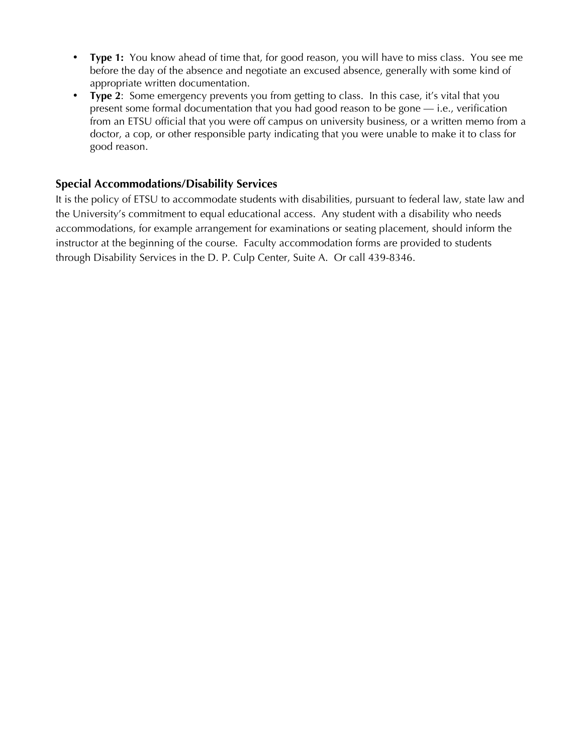- **Type 1:** You know ahead of time that, for good reason, you will have to miss class. You see me before the day of the absence and negotiate an excused absence, generally with some kind of appropriate written documentation.
- **Type 2**: Some emergency prevents you from getting to class. In this case, it's vital that you present some formal documentation that you had good reason to be gone — i.e., verification from an ETSU official that you were off campus on university business, or a written memo from a doctor, a cop, or other responsible party indicating that you were unable to make it to class for good reason.

### Special Accommodations/Disability Services

It is the policy of ETSU to accommodate students with disabilities, pursuant to federal law, state law and the University's commitment to equal educational access. Any student with a disability who needs accommodations, for example arrangement for examinations or seating placement, should inform the instructor at the beginning of the course. Faculty accommodation forms are provided to students through Disability Services in the D. P. Culp Center, Suite A. Or call 439-8346.